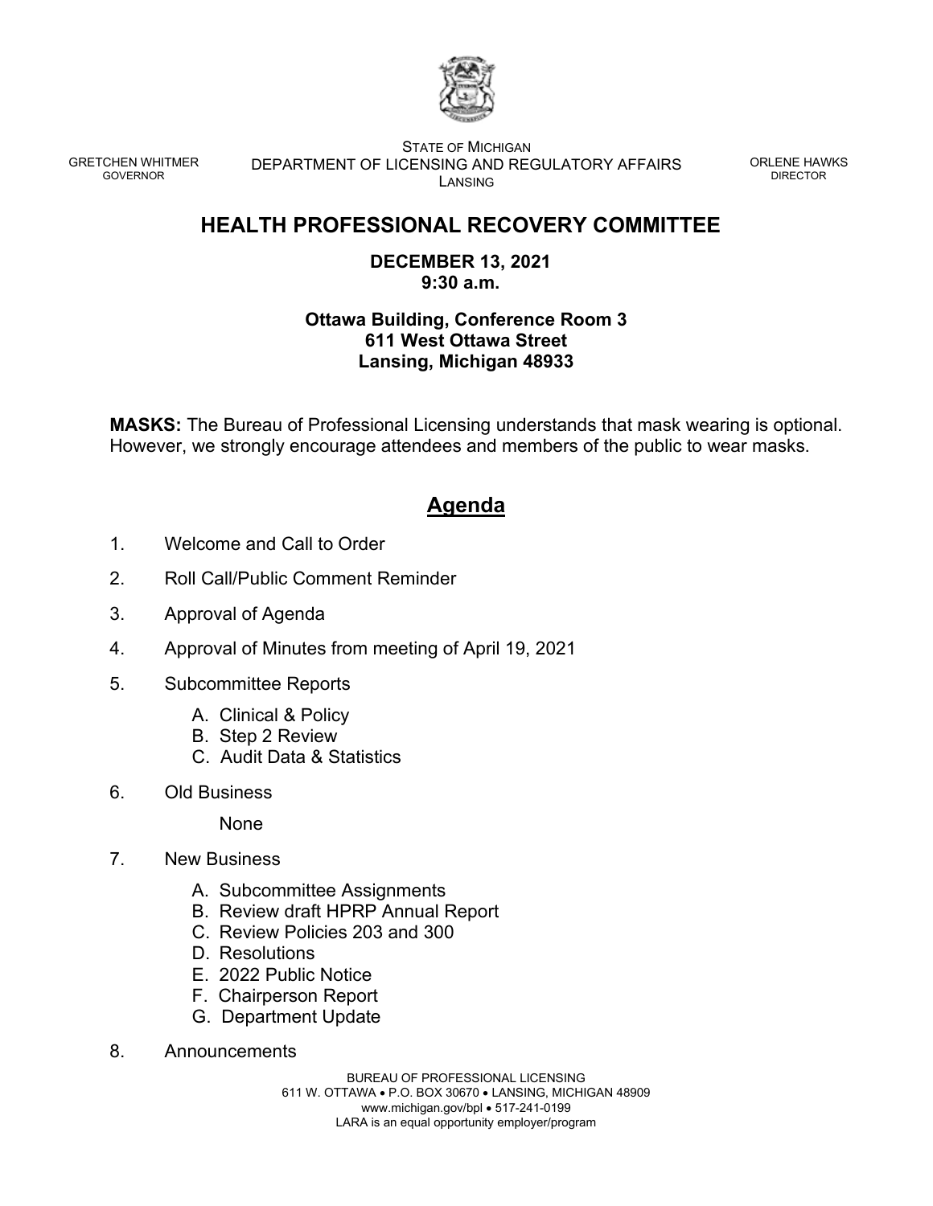GRETCHEN WHITMER
GOVERNOR

STATE OF MICHIGAN
DEPARTMENT OF LICENSING AND REGULATORY AFFAIRS
LANSING

ORLENE HAWKS
DIRECTOR

# HEALTH PROFESSIONAL RECOVERY COMMITTEE

**DECEMBER 13, 2021**
**9:30 a.m.**

**Ottawa Building, Conference Room 3**
**611 West Ottawa Street**
**Lansing, Michigan 48933**

**MASKS:** The Bureau of Professional Licensing understands that mask wearing is optional. However, we strongly encourage attendees and members of the public to wear masks.

## Agenda

1. Welcome and Call to Order
2. Roll Call/Public Comment Reminder
3. Approval of Agenda
4. Approval of Minutes from meeting of April 19, 2021
5. Subcommittee Reports
   - A. Clinical & Policy
   - B. Step 2 Review
   - C. Audit Data & Statistics
6. Old Business

   None
7. New Business
   - A. Subcommittee Assignments
   - B. Review draft HPRP Annual Report
   - C. Review Policies 203 and 300
   - D. Resolutions
   - E. 2022 Public Notice
   - F. Chairperson Report
   - G. Department Update
8. Announcements

BUREAU OF PROFESSIONAL LICENSING
611 W. OTTAWA • P.O. BOX 30670 • LANSING, MICHIGAN 48909
www.michigan.gov/bpl • 517-241-0199
LARA is an equal opportunity employer/program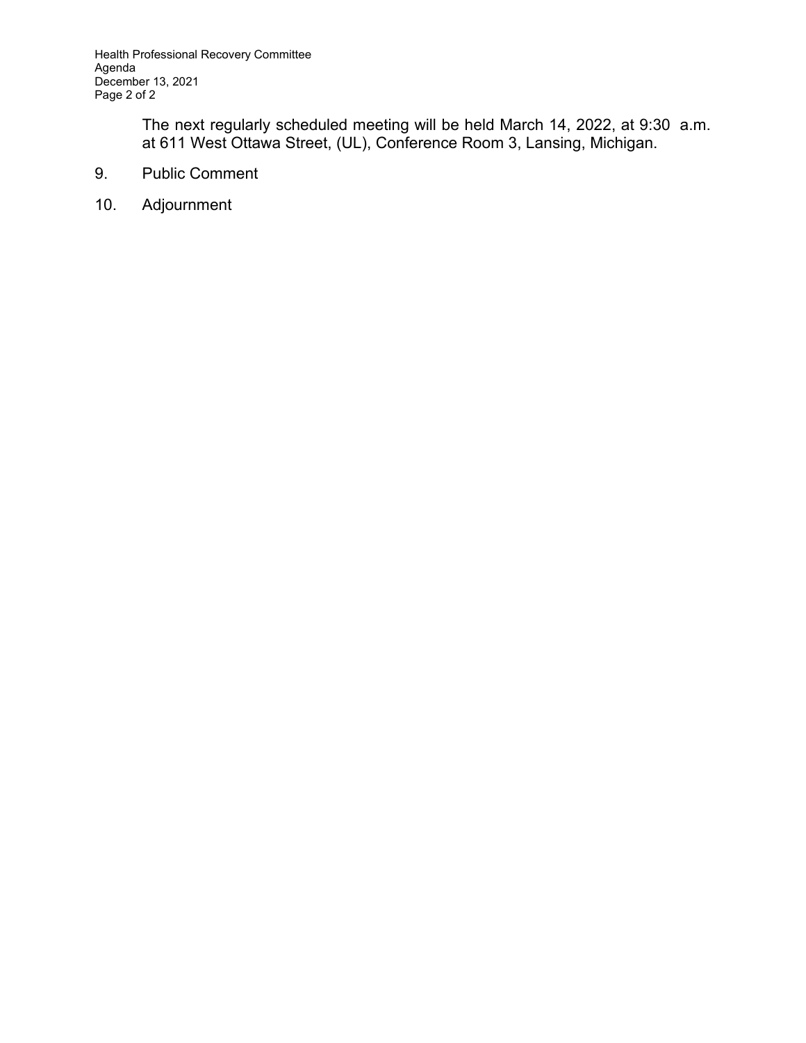The next regularly scheduled meeting will be held March 14, 2022, at 9:30 a.m. at 611 West Ottawa Street, (UL), Conference Room 3, Lansing, Michigan.

9. Public Comment

10. Adjournment